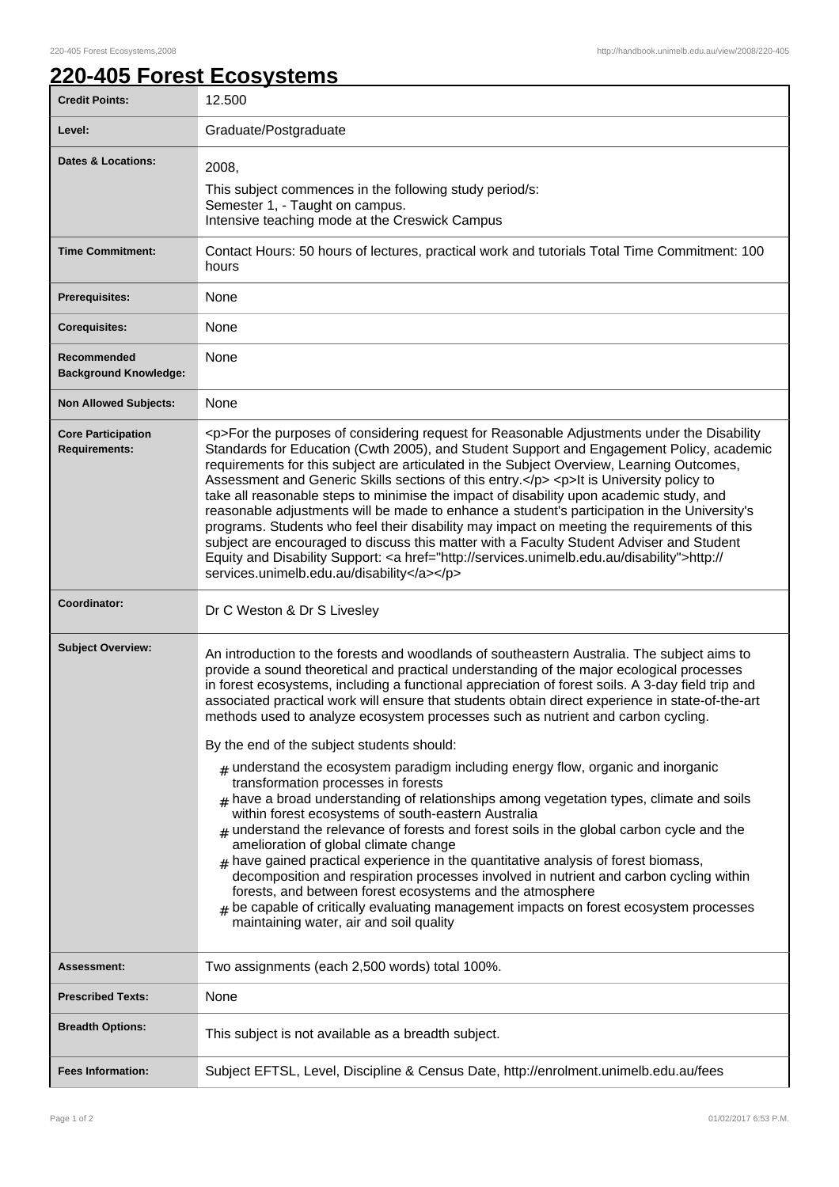# 220-405 Forest Ecosystems

| | |
|---|---|
| **Credit Points:** | 12.500 |
| **Level:** | Graduate/Postgraduate |
| **Dates & Locations:** | 2008,<br>This subject commences in the following study period/s:<br>Semester 1, - Taught on campus.<br>Intensive teaching mode at the Creswick Campus |
| **Time Commitment:** | Contact Hours: 50 hours of lectures, practical work and tutorials Total Time Commitment: 100 hours |
| **Prerequisites:** | None |
| **Corequisites:** | None |
| **Recommended Background Knowledge:** | None |
| **Non Allowed Subjects:** | None |
| **Core Participation Requirements:** | <p>For the purposes of considering request for Reasonable Adjustments under the Disability Standards for Education (Cwth 2005), and Student Support and Engagement Policy, academic requirements for this subject are articulated in the Subject Overview, Learning Outcomes, Assessment and Generic Skills sections of this entry.</p> <p>It is University policy to take all reasonable steps to minimise the impact of disability upon academic study, and reasonable adjustments will be made to enhance a student's participation in the University's programs. Students who feel their disability may impact on meeting the requirements of this subject are encouraged to discuss this matter with a Faculty Student Adviser and Student Equity and Disability Support: <a href="http://services.unimelb.edu.au/disability">http://services.unimelb.edu.au/disability</a></p> |
| **Coordinator:** | Dr C Weston & Dr S Livesley |
| **Subject Overview:** | An introduction to the forests and woodlands of southeastern Australia. The subject aims to provide a sound theoretical and practical understanding of the major ecological processes in forest ecosystems, including a functional appreciation of forest soils. A 3-day field trip and associated practical work will ensure that students obtain direct experience in state-of-the-art methods used to analyze ecosystem processes such as nutrient and carbon cycling.<br><br>By the end of the subject students should:<br><br># understand the ecosystem paradigm including energy flow, organic and inorganic transformation processes in forests<br># have a broad understanding of relationships among vegetation types, climate and soils within forest ecosystems of south-eastern Australia<br># understand the relevance of forests and forest soils in the global carbon cycle and the amelioration of global climate change<br># have gained practical experience in the quantitative analysis of forest biomass, decomposition and respiration processes involved in nutrient and carbon cycling within forests, and between forest ecosystems and the atmosphere<br># be capable of critically evaluating management impacts on forest ecosystem processes maintaining water, air and soil quality |
| **Assessment:** | Two assignments (each 2,500 words) total 100%. |
| **Prescribed Texts:** | None |
| **Breadth Options:** | This subject is not available as a breadth subject. |
| **Fees Information:** | Subject EFTSL, Level, Discipline & Census Date, http://enrolment.unimelb.edu.au/fees |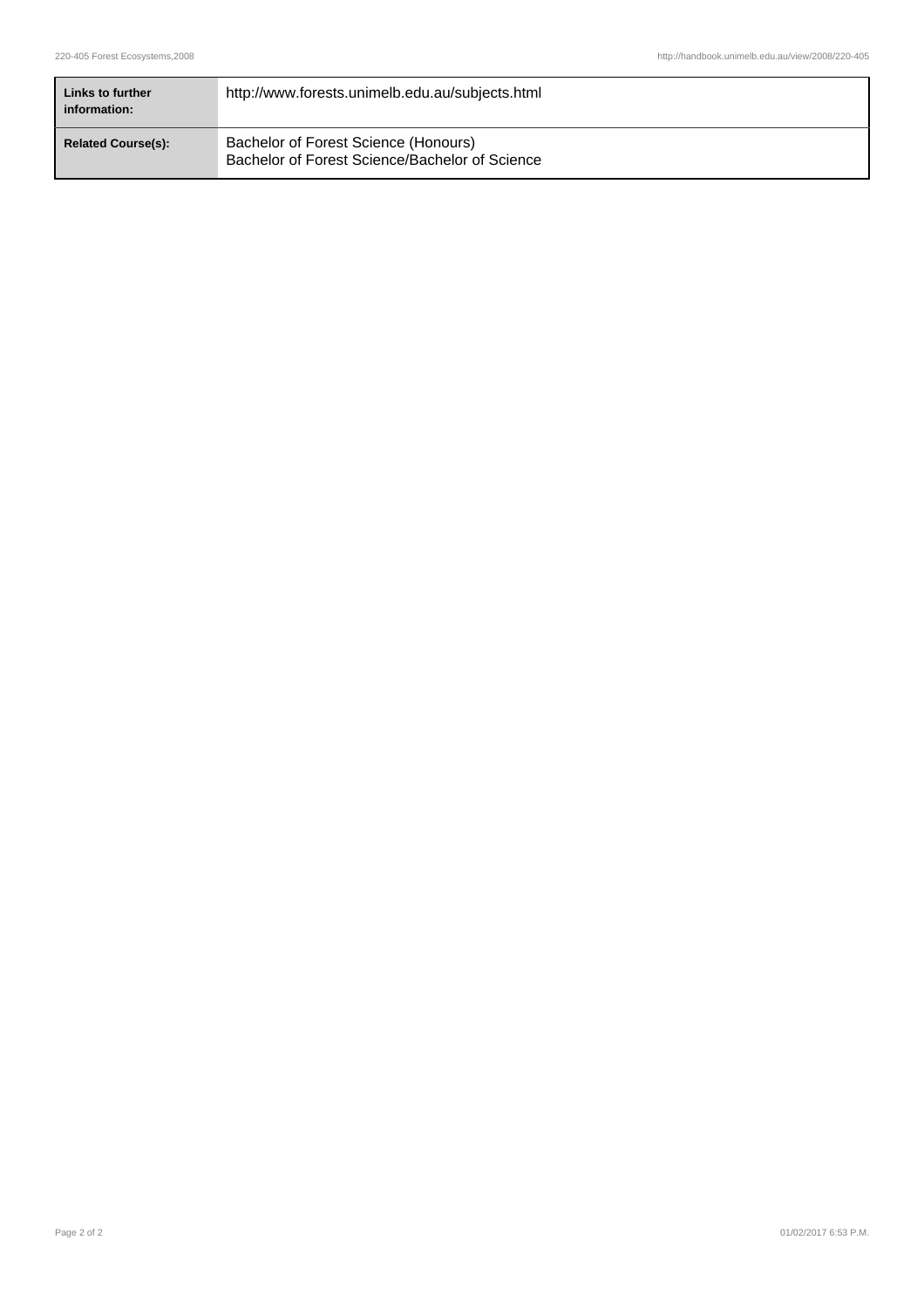| | |
|---|---|
| **Links to further information:** | http://www.forests.unimelb.edu.au/subjects.html |
| **Related Course(s):** | Bachelor of Forest Science (Honours)<br>Bachelor of Forest Science/Bachelor of Science |